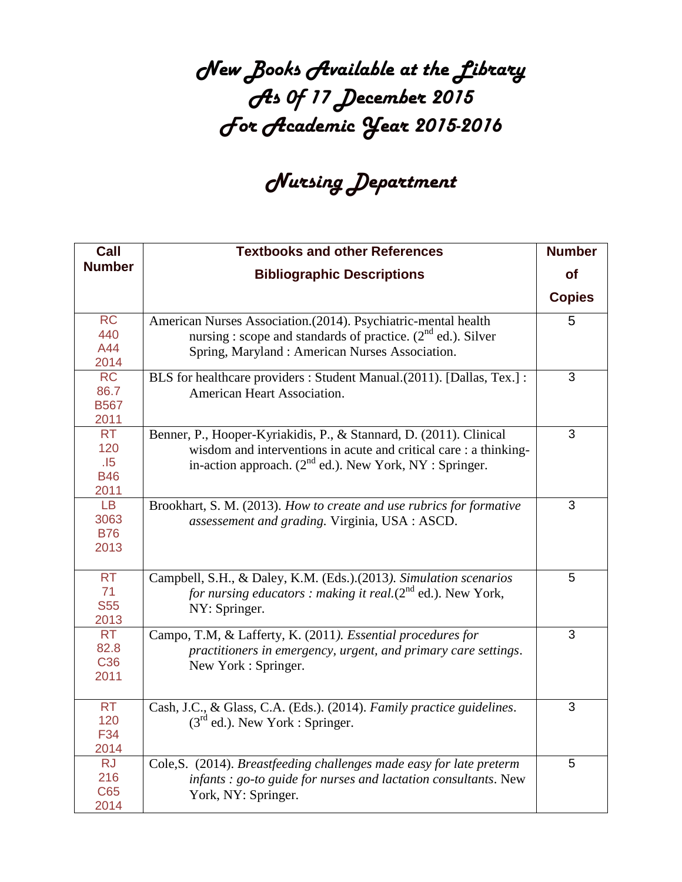# New Books Available at the Library
# As Of 17 December 2015
# For Academic Year 2015-2016

## Nursing Department

| Call Number | Textbooks and other References<br>Bibliographic Descriptions | Number of Copies |
|---|---|---|
| RC 440 A44 2014 | American Nurses Association.(2014). Psychiatric-mental health nursing : scope and standards of practice. (2nd ed.). Silver Spring, Maryland : American Nurses Association. | 5 |
| RC 86.7 B567 2011 | BLS for healthcare providers : Student Manual.(2011). [Dallas, Tex.] : American Heart Association. | 3 |
| RT 120 .I5 B46 2011 | Benner, P., Hooper-Kyriakidis, P., & Stannard, D. (2011). Clinical wisdom and interventions in acute and critical care : a thinking-in-action approach. (2nd ed.). New York, NY : Springer. | 3 |
| LB 3063 B76 2013 | Brookhart, S. M. (2013). *How to create and use rubrics for formative assessement and grading.* Virginia, USA : ASCD. | 3 |
| RT 71 S55 2013 | Campbell, S.H., & Daley, K.M. (Eds.).(2013*). Simulation scenarios for nursing educators : making it real.*(2nd ed.). New York, NY: Springer. | 5 |
| RT 82.8 C36 2011 | Campo, T.M, & Lafferty, K. (2011*). Essential procedures for practitioners in emergency, urgent, and primary care settings*. New York : Springer. | 3 |
| RT 120 F34 2014 | Cash, J.C., & Glass, C.A. (Eds.). (2014). *Family practice guidelines*. (3rd ed.). New York : Springer. | 3 |
| RJ 216 C65 2014 | Cole,S. (2014). *Breastfeeding challenges made easy for late preterm infants : go-to guide for nurses and lactation consultants*. New York, NY: Springer. | 5 |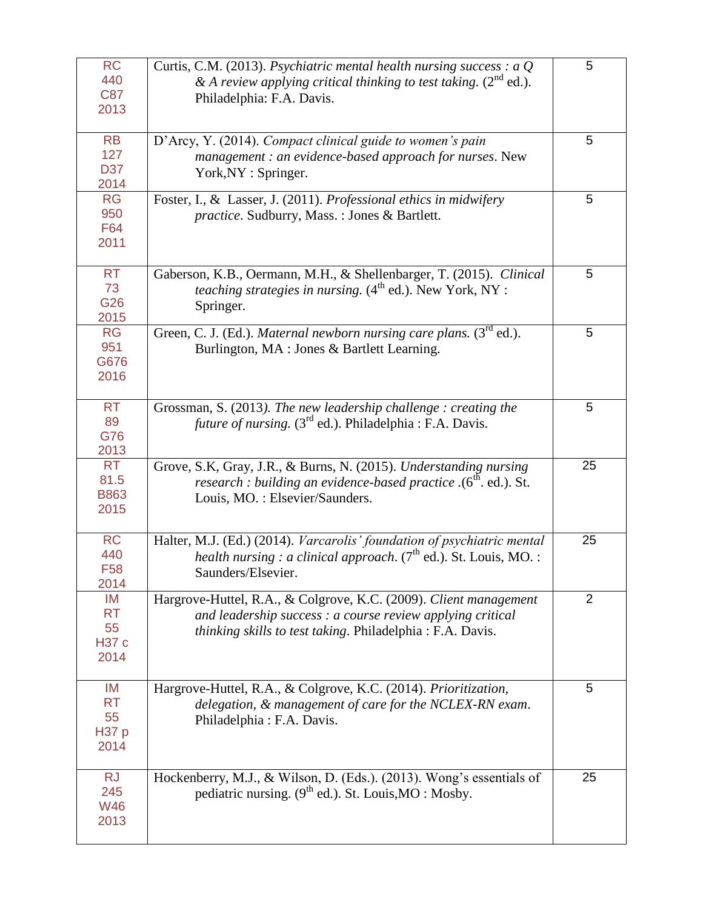| | | |
|---|---|---|
| RC 440 C87 2013 | Curtis, C.M. (2013). *Psychiatric mental health nursing success : a Q & A review applying critical thinking to test taking.* (2nd ed.). Philadelphia: F.A. Davis. | 5 |
| RB 127 D37 2014 | D'Arcy, Y. (2014). *Compact clinical guide to women's pain management : an evidence-based approach for nurses*. New York,NY : Springer. | 5 |
| RG 950 F64 2011 | Foster, I., & Lasser, J. (2011). *Professional ethics in midwifery practice*. Sudbury, Mass. : Jones & Bartlett. | 5 |
| RT 73 G26 2015 | Gaberson, K.B., Oermann, M.H., & Shellenbarger, T. (2015). *Clinical teaching strategies in nursing.* (4th ed.). New York, NY : Springer. | 5 |
| RG 951 G676 2016 | Green, C. J. (Ed.). *Maternal newborn nursing care plans.* (3rd ed.). Burlington, MA : Jones & Bartlett Learning. | 5 |
| RT 89 G76 2013 | Grossman, S. (2013*). The new leadership challenge : creating the future of nursing.* (3rd ed.). Philadelphia : F.A. Davis. | 5 |
| RT 81.5 B863 2015 | Grove, S.K, Gray, J.R., & Burns, N. (2015). *Understanding nursing research : building an evidence-based practice* .(6th. ed.). St. Louis, MO. : Elsevier/Saunders. | 25 |
| RC 440 F58 2014 | Halter, M.J. (Ed.) (2014). *Varcarolis' foundation of psychiatric mental health nursing : a clinical approach*. (7th ed.). St. Louis, MO. : Saunders/Elsevier. | 25 |
| IM RT 55 H37 c 2014 | Hargrove-Huttel, R.A., & Colgrove, K.C. (2009). *Client management and leadership success : a course review applying critical thinking skills to test taking*. Philadelphia : F.A. Davis. | 2 |
| IM RT 55 H37 p 2014 | Hargrove-Huttel, R.A., & Colgrove, K.C. (2014). *Prioritization, delegation, & management of care for the NCLEX-RN exam*. Philadelphia : F.A. Davis. | 5 |
| RJ 245 W46 2013 | Hockenberry, M.J., & Wilson, D. (Eds.). (2013). Wong's essentials of pediatric nursing. (9th ed.). St. Louis,MO : Mosby. | 25 |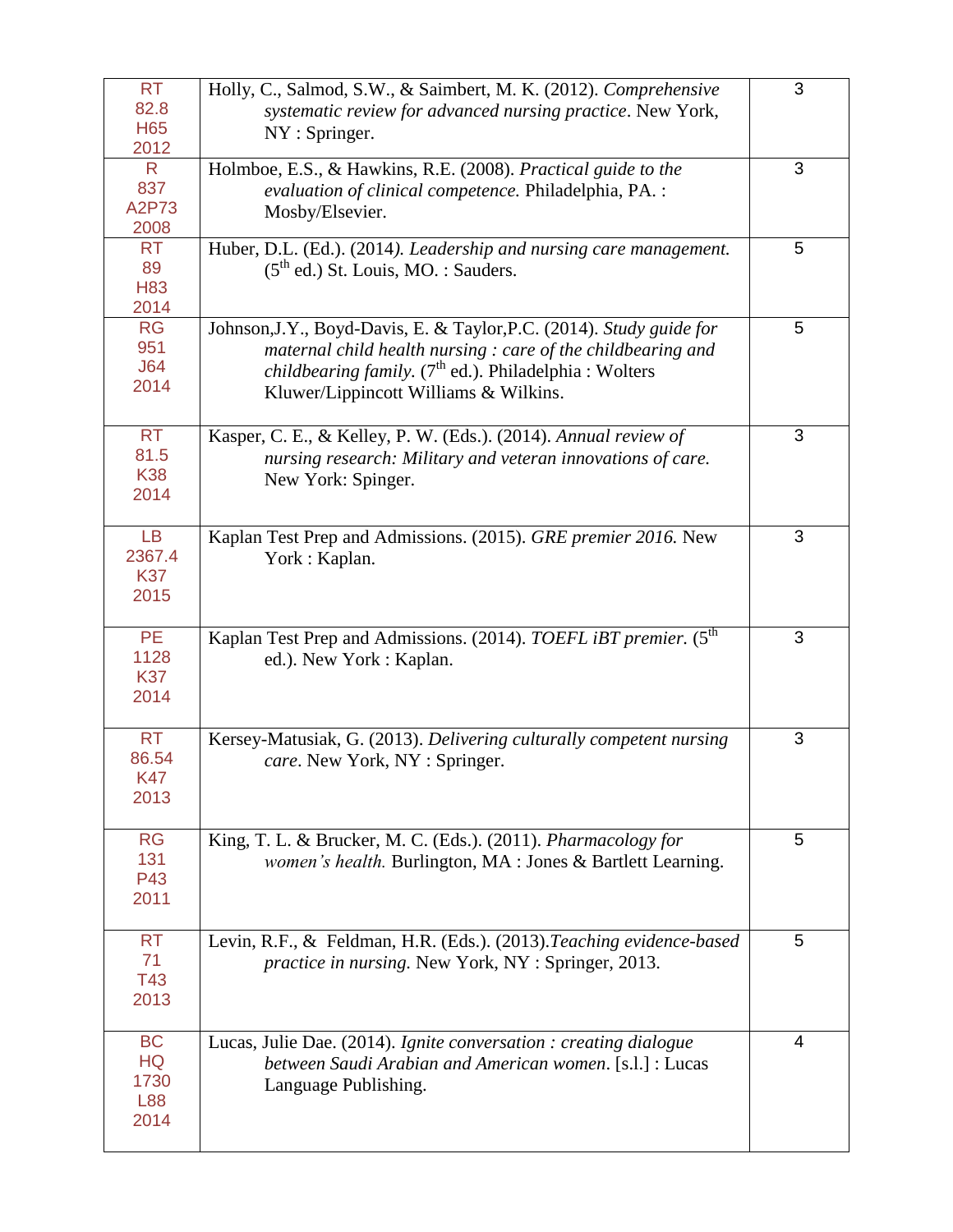| | | |
|---|---|---|
| RT 82.8 H65 2012 | Holly, C., Salmod, S.W., & Saimbert, M. K. (2012). *Comprehensive systematic review for advanced nursing practice*. New York, NY : Springer. | 3 |
| R 837 A2P73 2008 | Holmboe, E.S., & Hawkins, R.E. (2008). *Practical guide to the evaluation of clinical competence.* Philadelphia, PA. : Mosby/Elsevier. | 3 |
| RT 89 H83 2014 | Huber, D.L. (Ed.). (2014*). Leadership and nursing care management.* (5th ed.) St. Louis, MO. : Sauders. | 5 |
| RG 951 J64 2014 | Johnson,J.Y., Boyd-Davis, E. & Taylor,P.C. (2014). *Study guide for maternal child health nursing : care of the childbearing and childbearing family*. (7th ed.). Philadelphia : Wolters Kluwer/Lippincott Williams & Wilkins. | 5 |
| RT 81.5 K38 2014 | Kasper, C. E., & Kelley, P. W. (Eds.). (2014). *Annual review of nursing research: Military and veteran innovations of care.* New York: Spinger. | 3 |
| LB 2367.4 K37 2015 | Kaplan Test Prep and Admissions. (2015). *GRE premier 2016.* New York : Kaplan. | 3 |
| PE 1128 K37 2014 | Kaplan Test Prep and Admissions. (2014). *TOEFL iBT premier.* (5th ed.). New York : Kaplan. | 3 |
| RT 86.54 K47 2013 | Kersey-Matusiak, G. (2013). *Delivering culturally competent nursing care*. New York, NY : Springer. | 3 |
| RG 131 P43 2011 | King, T. L. & Brucker, M. C. (Eds.). (2011). *Pharmacology for women's health.* Burlington, MA : Jones & Bartlett Learning. | 5 |
| RT 71 T43 2013 | Levin, R.F., & Feldman, H.R. (Eds.). (2013).*Teaching evidence-based practice in nursing*. New York, NY : Springer, 2013. | 5 |
| BC HQ 1730 L88 2014 | Lucas, Julie Dae. (2014). *Ignite conversation : creating dialogue between Saudi Arabian and American women*. [s.l.] : Lucas Language Publishing. | 4 |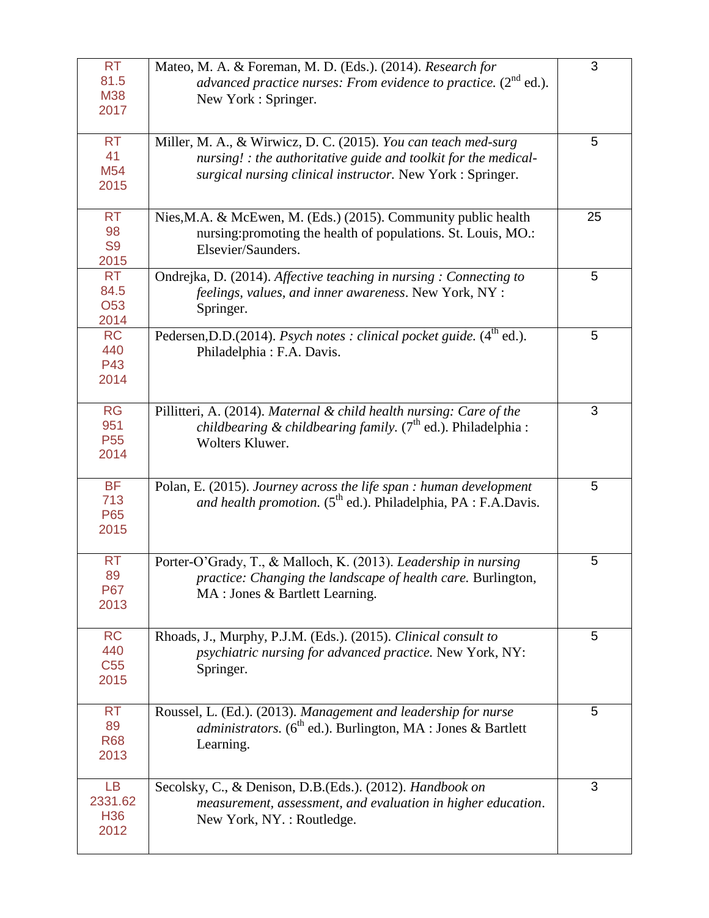| | | |
|---|---|---|
| RT 81.5 M38 2017 | Mateo, M. A. & Foreman, M. D. (Eds.). (2014). *Research for advanced practice nurses: From evidence to practice.* (2nd ed.). New York : Springer. | 3 |
| RT 41 M54 2015 | Miller, M. A., & Wirwicz, D. C. (2015). *You can teach med-surg nursing! : the authoritative guide and toolkit for the medical-surgical nursing clinical instructor.* New York : Springer. | 5 |
| RT 98 S9 2015 | Nies,M.A. & McEwen, M. (Eds.) (2015). Community public health nursing:promoting the health of populations. St. Louis, MO.: Elsevier/Saunders. | 25 |
| RT 84.5 O53 2014 | Ondrejka, D. (2014). *Affective teaching in nursing : Connecting to feelings, values, and inner awareness*. New York, NY : Springer. | 5 |
| RC 440 P43 2014 | Pedersen,D.D.(2014). *Psych notes : clinical pocket guide.* (4th ed.). Philadelphia : F.A. Davis. | 5 |
| RG 951 P55 2014 | Pillitteri, A. (2014). *Maternal & child health nursing: Care of the childbearing & childbearing family.* (7th ed.). Philadelphia : Wolters Kluwer. | 3 |
| BF 713 P65 2015 | Polan, E. (2015). *Journey across the life span : human development and health promotion.* (5th ed.). Philadelphia, PA : F.A.Davis. | 5 |
| RT 89 P67 2013 | Porter-O'Grady, T., & Malloch, K. (2013). *Leadership in nursing practice: Changing the landscape of health care.* Burlington, MA : Jones & Bartlett Learning. | 5 |
| RC 440 C55 2015 | Rhoads, J., Murphy, P.J.M. (Eds.). (2015). *Clinical consult to psychiatric nursing for advanced practice.* New York, NY: Springer. | 5 |
| RT 89 R68 2013 | Roussel, L. (Ed.). (2013). *Management and leadership for nurse administrators.* (6th ed.). Burlington, MA : Jones & Bartlett Learning. | 5 |
| LB 2331.62 H36 2012 | Secolsky, C., & Denison, D.B.(Eds.). (2012). *Handbook on measurement, assessment, and evaluation in higher education*. New York, NY. : Routledge. | 3 |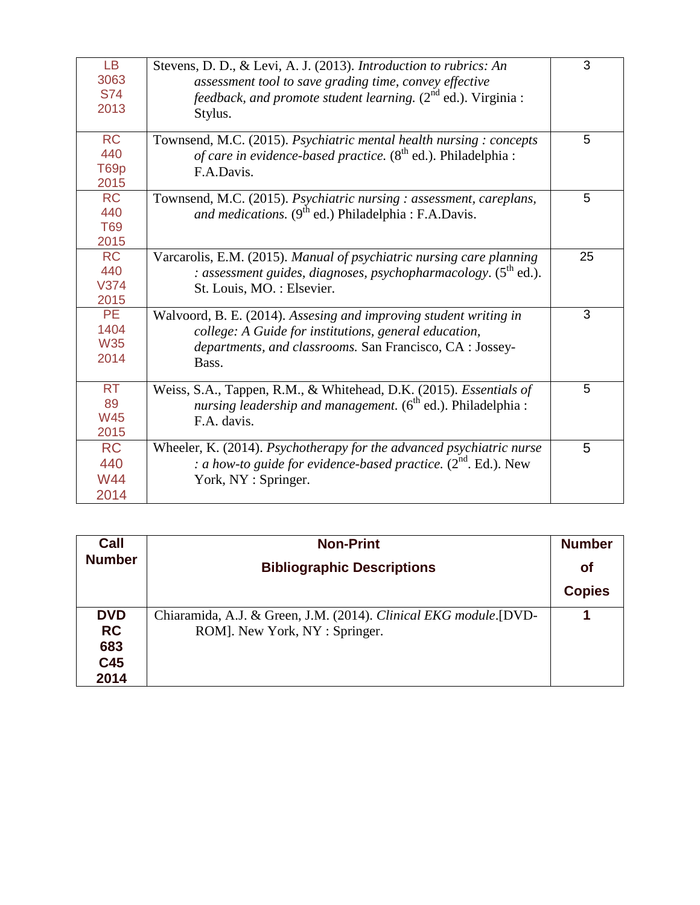| | | |
|---|---|---|
| LB 3063 S74 2013 | Stevens, D. D., & Levi, A. J. (2013). *Introduction to rubrics: An assessment tool to save grading time, convey effective feedback, and promote student learning.* (2nd ed.). Virginia : Stylus. | 3 |
| RC 440 T69p 2015 | Townsend, M.C. (2015). *Psychiatric mental health nursing : concepts of care in evidence-based practice.* (8th ed.). Philadelphia : F.A.Davis. | 5 |
| RC 440 T69 2015 | Townsend, M.C. (2015). *Psychiatric nursing : assessment, careplans, and medications.* (9th ed.) Philadelphia : F.A.Davis. | 5 |
| RC 440 V374 2015 | Varcarolis, E.M. (2015). *Manual of psychiatric nursing care planning : assessment guides, diagnoses, psychopharmacology*. (5th ed.). St. Louis, MO. : Elsevier. | 25 |
| PE 1404 W35 2014 | Walvoord, B. E. (2014). *Assesing and improving student writing in college: A Guide for institutions, general education, departments, and classrooms.* San Francisco, CA : Jossey-Bass. | 3 |
| RT 89 W45 2015 | Weiss, S.A., Tappen, R.M., & Whitehead, D.K. (2015). *Essentials of nursing leadership and management.* (6th ed.). Philadelphia : F.A. davis. | 5 |
| RC 440 W44 2014 | Wheeler, K. (2014). *Psychotherapy for the advanced psychiatric nurse : a how-to guide for evidence-based practice.* (2nd. Ed.). New York, NY : Springer. | 5 |

| Call Number | Non-Print Bibliographic Descriptions | Number of Copies |
|---|---|---|
| **DVD RC 683 C45 2014** | Chiaramida, A.J. & Green, J.M. (2014). *Clinical EKG module*.[DVD-ROM]. New York, NY : Springer. | **1** |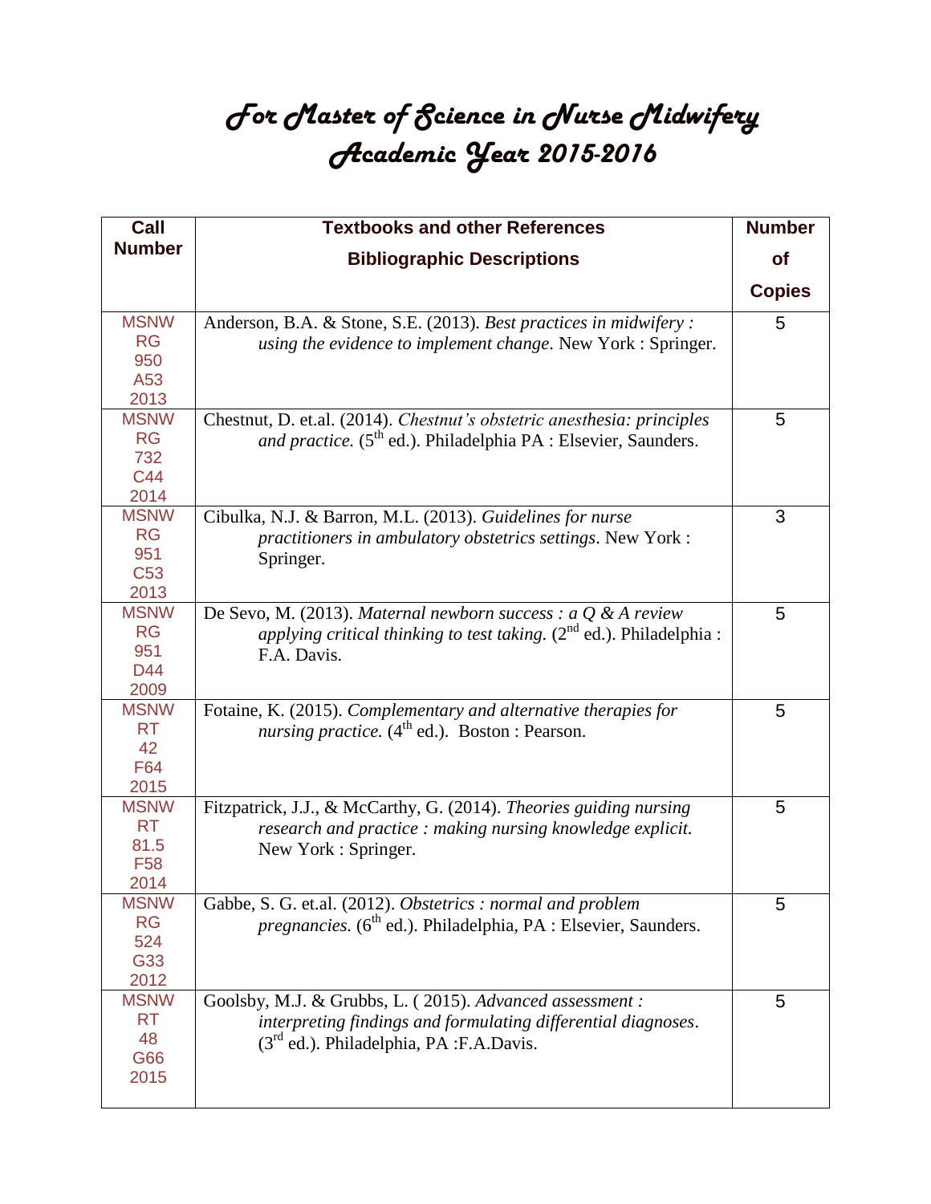# *For Master of Science in Nurse Midwifery*
# *Academic Year 2015-2016*

| Call Number | Textbooks and other References Bibliographic Descriptions | Number of Copies |
|---|---|---|
| MSNW RG 950 A53 2013 | Anderson, B.A. & Stone, S.E. (2013). *Best practices in midwifery : using the evidence to implement change*. New York : Springer. | 5 |
| MSNW RG 732 C44 2014 | Chestnut, D. et.al. (2014). *Chestnut's obstetric anesthesia: principles and practice.* (5th ed.). Philadelphia PA : Elsevier, Saunders. | 5 |
| MSNW RG 951 C53 2013 | Cibulka, N.J. & Barron, M.L. (2013). *Guidelines for nurse practitioners in ambulatory obstetrics settings*. New York : Springer. | 3 |
| MSNW RG 951 D44 2009 | De Sevo, M. (2013). *Maternal newborn success : a Q & A review applying critical thinking to test taking.* (2nd ed.). Philadelphia : F.A. Davis. | 5 |
| MSNW RT 42 F64 2015 | Fotaine, K. (2015). *Complementary and alternative therapies for nursing practice.* (4th ed.). Boston : Pearson. | 5 |
| MSNW RT 81.5 F58 2014 | Fitzpatrick, J.J., & McCarthy, G. (2014). *Theories guiding nursing research and practice : making nursing knowledge explicit.* New York : Springer. | 5 |
| MSNW RG 524 G33 2012 | Gabbe, S. G. et.al. (2012). *Obstetrics : normal and problem pregnancies.* (6th ed.). Philadelphia, PA : Elsevier, Saunders. | 5 |
| MSNW RT 48 G66 2015 | Goolsby, M.J. & Grubbs, L. ( 2015). *Advanced assessment : interpreting findings and formulating differential diagnoses*. (3rd ed.). Philadelphia, PA :F.A.Davis. | 5 |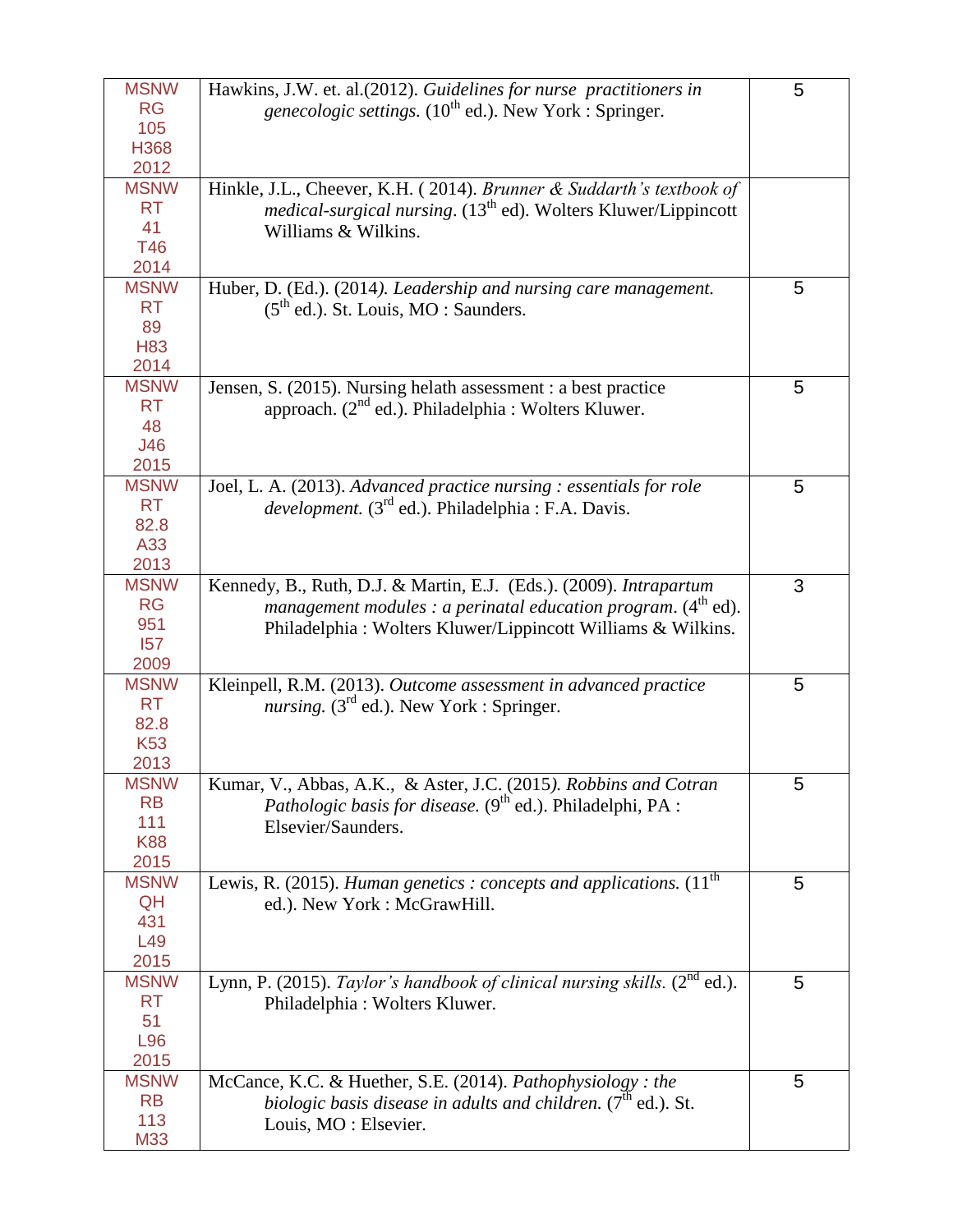| | | |
|---|---|---|
| MSNW RG 105 H368 2012 | Hawkins, J.W. et. al.(2012). *Guidelines for nurse practitioners in genecologic settings.* (10th ed.). New York : Springer. | 5 |
| MSNW RT 41 T46 2014 | Hinkle, J.L., Cheever, K.H. ( 2014). *Brunner & Suddarth's textbook of medical-surgical nursing*. (13th ed). Wolters Kluwer/Lippincott Williams & Wilkins. | |
| MSNW RT 89 H83 2014 | Huber, D. (Ed.). (2014*). Leadership and nursing care management.* (5th ed.). St. Louis, MO : Saunders. | 5 |
| MSNW RT 48 J46 2015 | Jensen, S. (2015). Nursing helath assessment : a best practice approach. (2nd ed.). Philadelphia : Wolters Kluwer. | 5 |
| MSNW RT 82.8 A33 2013 | Joel, L. A. (2013). *Advanced practice nursing : essentials for role development.* (3rd ed.). Philadelphia : F.A. Davis. | 5 |
| MSNW RG 951 I57 2009 | Kennedy, B., Ruth, D.J. & Martin, E.J. (Eds.). (2009). *Intrapartum management modules : a perinatal education program*. (4th ed). Philadelphia : Wolters Kluwer/Lippincott Williams & Wilkins. | 3 |
| MSNW RT 82.8 K53 2013 | Kleinpell, R.M. (2013). *Outcome assessment in advanced practice nursing.* (3rd ed.). New York : Springer. | 5 |
| MSNW RB 111 K88 2015 | Kumar, V., Abbas, A.K., & Aster, J.C. (2015*). Robbins and Cotran Pathologic basis for disease.* (9th ed.). Philadelphi, PA : Elsevier/Saunders. | 5 |
| MSNW QH 431 L49 2015 | Lewis, R. (2015). *Human genetics : concepts and applications.* (11th ed.). New York : McGrawHill. | 5 |
| MSNW RT 51 L96 2015 | Lynn, P. (2015). *Taylor's handbook of clinical nursing skills.* (2nd ed.). Philadelphia : Wolters Kluwer. | 5 |
| MSNW RB 113 M33 | McCance, K.C. & Huether, S.E. (2014). *Pathophysiology : the biologic basis disease in adults and children.* (7th ed.). St. Louis, MO : Elsevier. | 5 |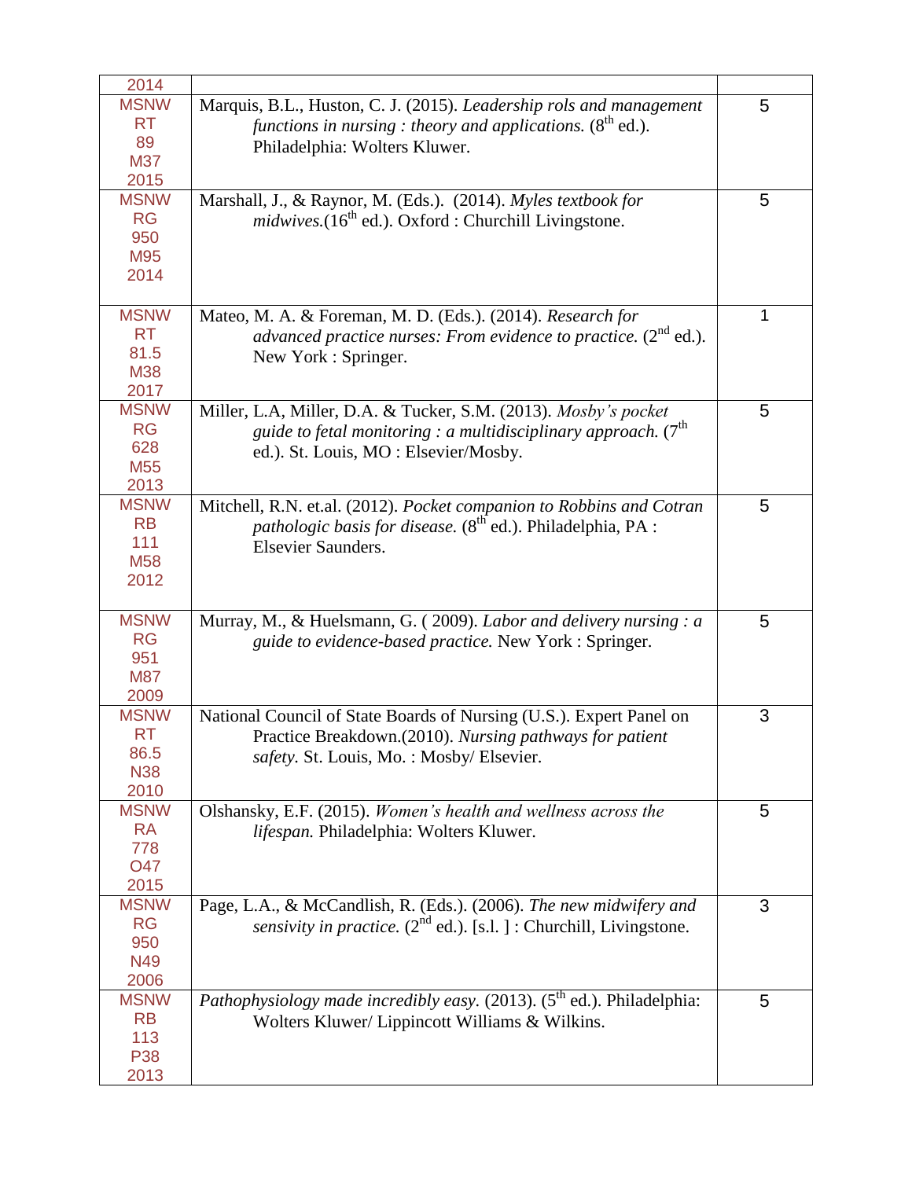| | | |
|---|---|---|
| 2014 | | |
| MSNW RT 89 M37 2015 | Marquis, B.L., Huston, C. J. (2015). *Leadership rols and management functions in nursing : theory and applications.* (8th ed.). Philadelphia: Wolters Kluwer. | 5 |
| MSNW RG 950 M95 2014 | Marshall, J., & Raynor, M. (Eds.). (2014). *Myles textbook for midwives.*(16th ed.). Oxford : Churchill Livingstone. | 5 |
| MSNW RT 81.5 M38 2017 | Mateo, M. A. & Foreman, M. D. (Eds.). (2014). *Research for advanced practice nurses: From evidence to practice.* (2nd ed.). New York : Springer. | 1 |
| MSNW RG 628 M55 2013 | Miller, L.A, Miller, D.A. & Tucker, S.M. (2013). *Mosby's pocket guide to fetal monitoring : a multidisciplinary approach.* (7th ed.). St. Louis, MO : Elsevier/Mosby. | 5 |
| MSNW RB 111 M58 2012 | Mitchell, R.N. et.al. (2012). *Pocket companion to Robbins and Cotran pathologic basis for disease.* (8th ed.). Philadelphia, PA : Elsevier Saunders. | 5 |
| MSNW RG 951 M87 2009 | Murray, M., & Huelsmann, G. ( 2009). *Labor and delivery nursing : a guide to evidence-based practice.* New York : Springer. | 5 |
| MSNW RT 86.5 N38 2010 | National Council of State Boards of Nursing (U.S.). Expert Panel on Practice Breakdown.(2010). *Nursing pathways for patient safety.* St. Louis, Mo. : Mosby/ Elsevier. | 3 |
| MSNW RA 778 O47 2015 | Olshansky, E.F. (2015). *Women's health and wellness across the lifespan.* Philadelphia: Wolters Kluwer. | 5 |
| MSNW RG 950 N49 2006 | Page, L.A., & McCandlish, R. (Eds.). (2006). *The new midwifery and sensivity in practice.* (2nd ed.). [s.l. ] : Churchill, Livingstone. | 3 |
| MSNW RB 113 P38 2013 | *Pathophysiology made incredibly easy.* (2013). (5th ed.). Philadelphia: Wolters Kluwer/ Lippincott Williams & Wilkins. | 5 |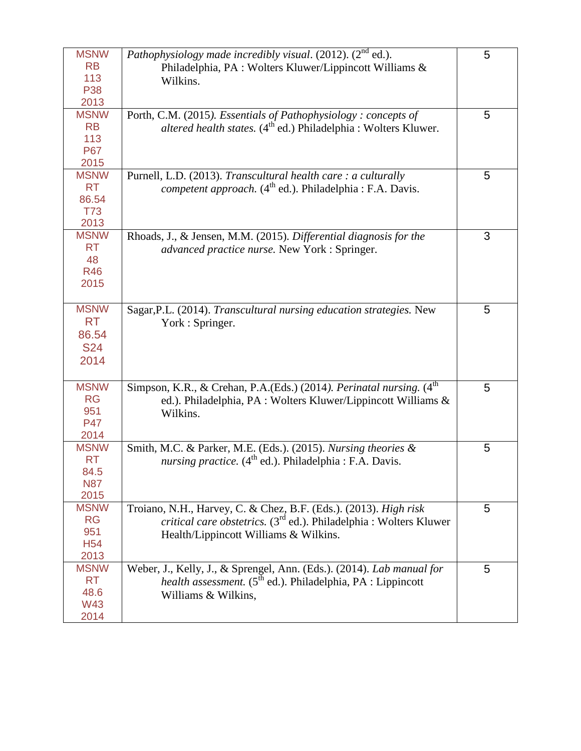| | | |
|---|---|---|
| MSNW RB 113 P38 2013 | *Pathophysiology made incredibly visual*. (2012). (2nd ed.). Philadelphia, PA : Wolters Kluwer/Lippincott Williams & Wilkins. | 5 |
| MSNW RB 113 P67 2015 | Porth, C.M. (2015*). Essentials of Pathophysiology : concepts of altered health states.* (4th ed.) Philadelphia : Wolters Kluwer. | 5 |
| MSNW RT 86.54 T73 2013 | Purnell, L.D. (2013). *Transcultural health care : a culturally competent approach.* (4th ed.). Philadelphia : F.A. Davis. | 5 |
| MSNW RT 48 R46 2015 | Rhoads, J., & Jensen, M.M. (2015). *Differential diagnosis for the advanced practice nurse.* New York : Springer. | 3 |
| MSNW RT 86.54 S24 2014 | Sagar,P.L. (2014). *Transcultural nursing education strategies.* New York : Springer. | 5 |
| MSNW RG 951 P47 2014 | Simpson, K.R., & Crehan, P.A.(Eds.) (2014*). Perinatal nursing.* (4th ed.). Philadelphia, PA : Wolters Kluwer/Lippincott Williams & Wilkins. | 5 |
| MSNW RT 84.5 N87 2015 | Smith, M.C. & Parker, M.E. (Eds.). (2015). *Nursing theories & nursing practice.* (4th ed.). Philadelphia : F.A. Davis. | 5 |
| MSNW RG 951 H54 2013 | Troiano, N.H., Harvey, C. & Chez, B.F. (Eds.). (2013). *High risk critical care obstetrics.* (3rd ed.). Philadelphia : Wolters Kluwer Health/Lippincott Williams & Wilkins. | 5 |
| MSNW RT 48.6 W43 2014 | Weber, J., Kelly, J., & Sprengel, Ann. (Eds.). (2014). *Lab manual for health assessment.* (5th ed.). Philadelphia, PA : Lippincott Williams & Wilkins, | 5 |